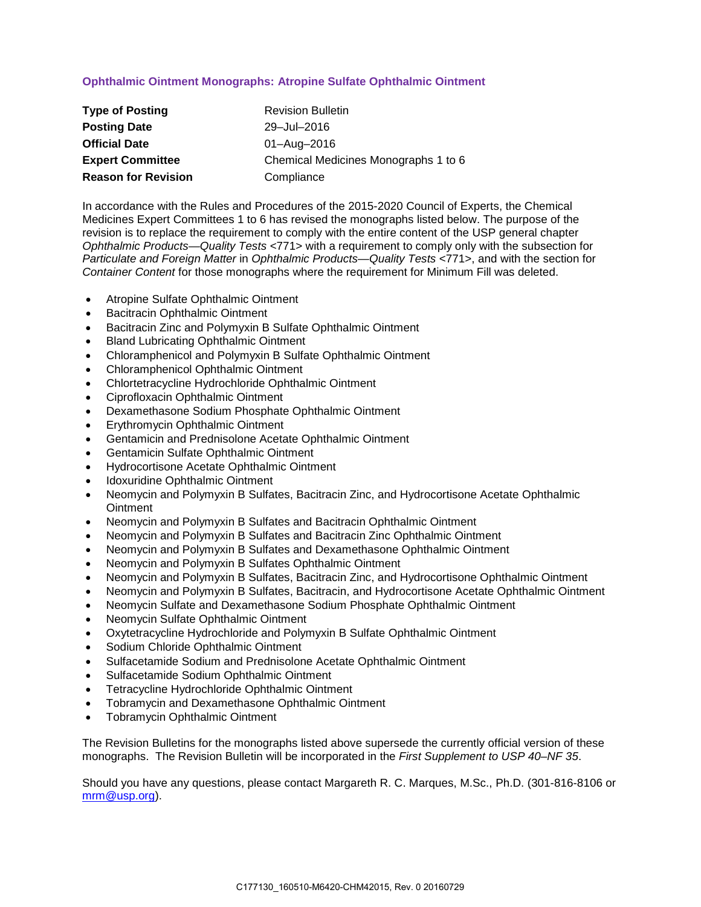### Ophthalmic Ointment Monographs: Atropine Sulfate Ophthalmic Ointment

| | |
|---|---|
| **Type of Posting** | Revision Bulletin |
| **Posting Date** | 29–Jul–2016 |
| **Official Date** | 01–Aug–2016 |
| **Expert Committee** | Chemical Medicines Monographs 1 to 6 |
| **Reason for Revision** | Compliance |

In accordance with the Rules and Procedures of the 2015-2020 Council of Experts, the Chemical Medicines Expert Committees 1 to 6 has revised the monographs listed below. The purpose of the revision is to replace the requirement to comply with the entire content of the USP general chapter *Ophthalmic Products—Quality Tests* <771> with a requirement to comply only with the subsection for *Particulate and Foreign Matter* in *Ophthalmic Products—Quality Tests* <771>, and with the section for *Container Content* for those monographs where the requirement for Minimum Fill was deleted.

- Atropine Sulfate Ophthalmic Ointment
- Bacitracin Ophthalmic Ointment
- Bacitracin Zinc and Polymyxin B Sulfate Ophthalmic Ointment
- Bland Lubricating Ophthalmic Ointment
- Chloramphenicol and Polymyxin B Sulfate Ophthalmic Ointment
- Chloramphenicol Ophthalmic Ointment
- Chlortetracycline Hydrochloride Ophthalmic Ointment
- Ciprofloxacin Ophthalmic Ointment
- Dexamethasone Sodium Phosphate Ophthalmic Ointment
- Erythromycin Ophthalmic Ointment
- Gentamicin and Prednisolone Acetate Ophthalmic Ointment
- Gentamicin Sulfate Ophthalmic Ointment
- Hydrocortisone Acetate Ophthalmic Ointment
- Idoxuridine Ophthalmic Ointment
- Neomycin and Polymyxin B Sulfates, Bacitracin Zinc, and Hydrocortisone Acetate Ophthalmic Ointment
- Neomycin and Polymyxin B Sulfates and Bacitracin Ophthalmic Ointment
- Neomycin and Polymyxin B Sulfates and Bacitracin Zinc Ophthalmic Ointment
- Neomycin and Polymyxin B Sulfates and Dexamethasone Ophthalmic Ointment
- Neomycin and Polymyxin B Sulfates Ophthalmic Ointment
- Neomycin and Polymyxin B Sulfates, Bacitracin Zinc, and Hydrocortisone Ophthalmic Ointment
- Neomycin and Polymyxin B Sulfates, Bacitracin, and Hydrocortisone Acetate Ophthalmic Ointment
- Neomycin Sulfate and Dexamethasone Sodium Phosphate Ophthalmic Ointment
- Neomycin Sulfate Ophthalmic Ointment
- Oxytetracycline Hydrochloride and Polymyxin B Sulfate Ophthalmic Ointment
- Sodium Chloride Ophthalmic Ointment
- Sulfacetamide Sodium and Prednisolone Acetate Ophthalmic Ointment
- Sulfacetamide Sodium Ophthalmic Ointment
- Tetracycline Hydrochloride Ophthalmic Ointment
- Tobramycin and Dexamethasone Ophthalmic Ointment
- Tobramycin Ophthalmic Ointment

The Revision Bulletins for the monographs listed above supersede the currently official version of these monographs. The Revision Bulletin will be incorporated in the *First Supplement to USP 40–NF 35*.

Should you have any questions, please contact Margareth R. C. Marques, M.Sc., Ph.D. (301-816-8106 or mrm@usp.org).

C177130_160510-M6420-CHM42015, Rev. 0 20160729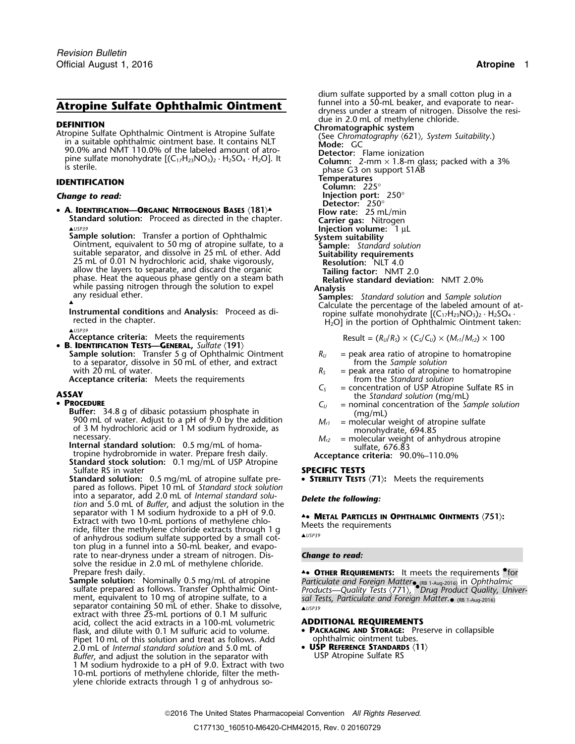# Atropine Sulfate Ophthalmic Ointment

## DEFINITION

Atropine Sulfate Ophthalmic Ointment is Atropine Sulfate in a suitable ophthalmic ointment base. It contains NLT 90.0% and NMT 110.0% of the labeled amount of atropine sulfate monohydrate [$(C_{17}H_{23}NO_3)_2 \cdot H_2SO_4 \cdot H_2O$]. It is sterile.

## IDENTIFICATION

***Change to read:***

- **A. Identification—Organic Nitrogenous Bases ⟨181⟩**▲
  **Standard solution:** Proceed as directed in the chapter.
  ▲USP39
  **Sample solution:** Transfer a portion of Ophthalmic Ointment, equivalent to 50 mg of atropine sulfate, to a suitable separator, and dissolve in 25 mL of ether. Add 25 mL of 0.01 N hydrochloric acid, shake vigorously, allow the layers to separate, and discard the organic phase. Heat the aqueous phase gently on a steam bath while passing nitrogen through the solution to expel any residual ether.
  ▲
  **Instrumental conditions** and **Analysis:** Proceed as directed in the chapter.
  ▲USP39
  **Acceptance criteria:** Meets the requirements
- **B. Identification Tests—General,** *Sulfate* **⟨191⟩**
  **Sample solution:** Transfer 5 g of Ophthalmic Ointment to a separator, dissolve in 50 mL of ether, and extract with 20 mL of water.
  **Acceptance criteria:** Meets the requirements

## ASSAY

- **Procedure**
  **Buffer:** 34.8 g of dibasic potassium phosphate in 900 mL of water. Adjust to a pH of 9.0 by the addition of 3 M hydrochloric acid or 1 M sodium hydroxide, as necessary.
  **Internal standard solution:** 0.5 mg/mL of homatropine hydrobromide in water. Prepare fresh daily.
  **Standard stock solution:** 0.1 mg/mL of USP Atropine Sulfate RS in water
  **Standard solution:** 0.5 mg/mL of atropine sulfate prepared as follows. Pipet 10 mL of *Standard stock solution* into a separator, add 2.0 mL of *Internal standard solution* and 5.0 mL of *Buffer*, and adjust the solution in the separator with 1 M sodium hydroxide to a pH of 9.0. Extract with two 10-mL portions of methylene chloride, filter the methylene chloride extracts through 1 g of anhydrous sodium sulfate supported by a small cotton plug in a funnel into a 50-mL beaker, and evaporate to near-dryness under a stream of nitrogen. Dissolve the residue in 2.0 mL of methylene chloride. Prepare fresh daily.
  **Sample solution:** Nominally 0.5 mg/mL of atropine sulfate prepared as follows. Transfer Ophthalmic Ointment, equivalent to 10 mg of atropine sulfate, to a separator containing 50 mL of ether. Shake to dissolve, extract with three 25-mL portions of 0.1 M sulfuric acid, collect the acid extracts in a 100-mL volumetric flask, and dilute with 0.1 M sulfuric acid to volume. Pipet 10 mL of this solution and treat as follows. Add 2.0 mL of *Internal standard solution* and 5.0 mL of *Buffer*, and adjust the solution in the separator with 1 M sodium hydroxide to a pH of 9.0. Extract with two 10-mL portions of methylene chloride, filter the methylene chloride extracts through 1 g of anhydrous sodium sulfate supported by a small cotton plug in a funnel into a 50-mL beaker, and evaporate to near-dryness under a stream of nitrogen. Dissolve the residue in 2.0 mL of methylene chloride.
  **Chromatographic system**
  (See *Chromatography ⟨621⟩, System Suitability*.)
  **Mode:** GC
  **Detector:** Flame ionization
  **Column:** 2-mm × 1.8-m glass; packed with a 3% phase G3 on support S1AB
  **Temperatures**
  **Column:** 225°
  **Injection port:** 250°
  **Detector:** 250°
  **Flow rate:** 25 mL/min
  **Carrier gas:** Nitrogen
  **Injection volume:** 1 µL
  **System suitability**
  **Sample:** *Standard solution*
  **Suitability requirements**
  **Resolution:** NLT 4.0
  **Tailing factor:** NMT 2.0
  **Relative standard deviation:** NMT 2.0%
  **Analysis**
  **Samples:** *Standard solution* and *Sample solution*
  Calculate the percentage of the labeled amount of atropine sulfate monohydrate [$(C_{17}H_{23}NO_3)_2 \cdot H_2SO_4 \cdot H_2O$] in the portion of Ophthalmic Ointment taken:

$$\text{Result} = (R_U/R_S) \times (C_S/C_U) \times (M_{r1}/M_{r2}) \times 100$$

$R_U$ = peak area ratio of atropine to homatropine from the *Sample solution*
$R_S$ = peak area ratio of atropine to homatropine from the *Standard solution*
$C_S$ = concentration of USP Atropine Sulfate RS in the *Standard solution* (mg/mL)
$C_U$ = nominal concentration of the *Sample solution* (mg/mL)
$M_{r1}$ = molecular weight of atropine sulfate monohydrate, 694.85
$M_{r2}$ = molecular weight of anhydrous atropine sulfate, 676.83

**Acceptance criteria:** 90.0%–110.0%

## SPECIFIC TESTS

- **Sterility Tests ⟨71⟩:** Meets the requirements

***Delete the following:***

- ▲**• Metal Particles in Ophthalmic Ointments ⟨751⟩:** Meets the requirements ▲USP39

***Change to read:***

- ▲**• Other Requirements:** It meets the requirements •for *Particulate and Foreign Matter*• (RB 1-Aug-2016) in *Ophthalmic Products—Quality Tests ⟨771⟩*, •*Drug Product Quality, Universal Tests, Particulate and Foreign Matter.*• (RB 1-Aug-2016)
  ▲USP39

## ADDITIONAL REQUIREMENTS

- **Packaging and Storage:** Preserve in collapsible ophthalmic ointment tubes.
- **USP Reference Standards ⟨11⟩**
  USP Atropine Sulfate RS